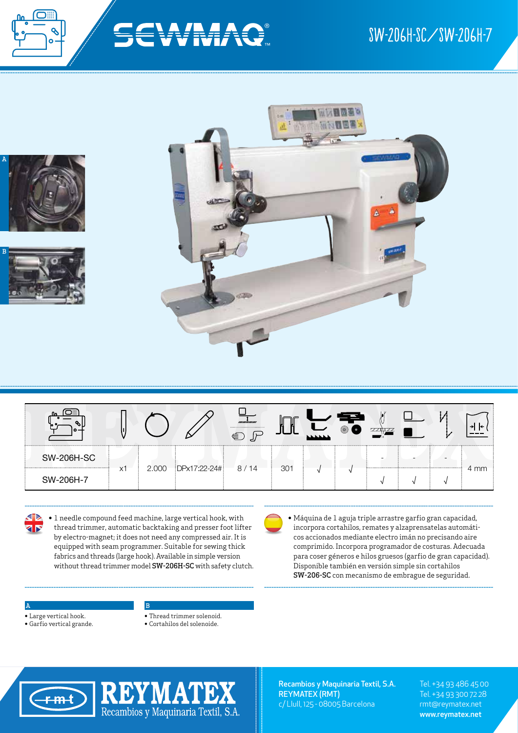# SEWMAQ®

## SW-206H-SC / SW-206H-7

| | | | | | | | | | | | |
|---|---|---|---|---|---|---|---|---|---|---|---|
| SW-206H-SC | x1 | 2.000 | DPx17:22-24# | 8 / 14 | 301 | √ | √ | - | - | - | 4 mm |
| SW-206H-7 | x1 | 2.000 | DPx17:22-24# | 8 / 14 | 301 | √ | √ | √ | √ | √ | 4 mm |

- 1 needle compound feed machine, large vertical hook, with thread trimmer, automatic backtaking and presser foot lifter by electro-magnet; it does not need any compressed air. It is equipped with seam programmer. Suitable for sewing thick fabrics and threads (large hook). Available in simple version without thread trimmer model **SW-206H-SC** with safety clutch.

- Máquina de 1 aguja triple arrastre garfio gran capacidad, incorpora cortahilos, remates y alzaprensatelas automáticos accionados mediante electro imán no precisando aire comprimido. Incorpora programador de costuras. Adecuada para coser géneros e hilos gruesos (garfio de gran capacidad). Disponible también en versión simple sin cortahilos **SW-206-SC** con mecanismo de embrague de seguridad.

**A**
- Large vertical hook.
- Garfio vertical grande.

**B**
- Thread trimmer solenoid.
- Cortahilos del solenoide.

**REYMATEX** Recambios y Maquinaria Textil, S.A.

**Recambios y Maquinaria Textil, S.A.**
**REYMATEX (RMT)**
c/ Llull, 125 - 08005 Barcelona

Tel. +34 93 486 45 00
Tel. +34 93 300 72 28
rmt@reymatex.net
**www.reymatex.net**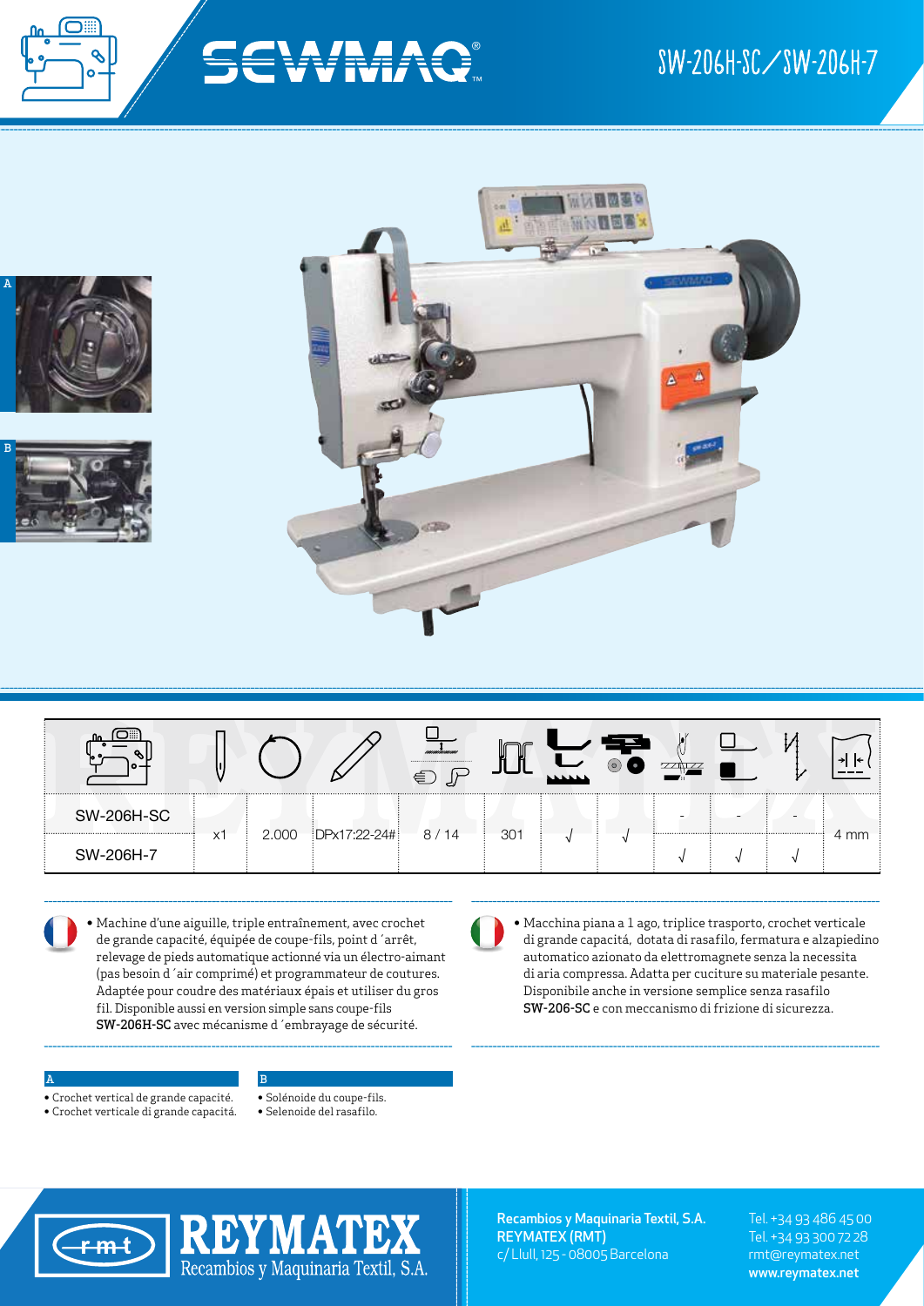# SEWMAQ

## SW-206H-SC / SW-206H-7

A

B

| | | | | | | | | | | | |
|---|---|---|---|---|---|---|---|---|---|---|---|
| SW-206H-SC | x1 | 2.000 | DPx17:22-24# | 8 / 14 | 301 | √ | √ | - | - | - | 4 mm |
| SW-206H-7 | | | | | | | | √ | √ | √ | |

• Machine d'une aiguille, triple entraînement, avec crochet de grande capacité, équipée de coupe-fils, point d´arrêt, relevage de pieds automatique actionné via un électro-aimant (pas besoin d´air comprimé) et programmateur de coutures. Adaptée pour coudre des matériaux épais et utiliser du gros fil. Disponible aussi en version simple sans coupe-fils **SW-206H-SC** avec mécanisme d´embrayage de sécurité.

• Macchina piana a 1 ago, triplice trasporto, crochet verticale di grande capacità, dotata di rasafilo, fermatura e alzapiedino automatico azionato da elettromagnete senza la necessita di aria compressa. Adatta per cuciture su materiale pesante. Disponibile anche in versione semplice senza rasafilo **SW-206-SC** e con meccanismo di frizione di sicurezza.

**A**

• Crochet vertical de grande capacité.
• Crochet verticale di grande capacità.

**B**

• Solénoide du coupe-fils.
• Selenoide del rasafilo.

**REYMATEX** Recambios y Maquinaria Textil, S.A.

**Recambios y Maquinaria Textil, S.A.**
**REYMATEX (RMT)**
c/ Llull, 125 - 08005 Barcelona

Tel. +34 93 486 45 00
Tel. +34 93 300 72 28
rmt@reymatex.net
**www.reymatex.net**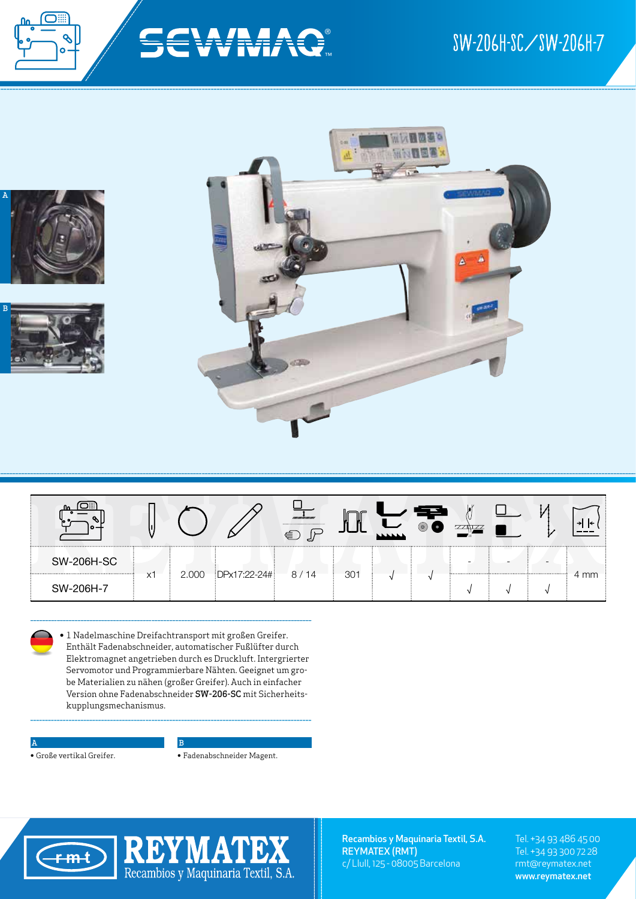SEWMAQ® SW-206H-SC / SW-206H-7

A

B

| | | | | | | | | | | | |
|---|---|---|---|---|---|---|---|---|---|---|---|
| SW-206H-SC | x1 | 2.000 | DPx17:22-24# | 8 / 14 | 301 | √ | √ | - | - | - | 4 mm |
| SW-206H-7 | | | | | | | | √ | √ | √ | |

- 1 Nadelmaschine Dreifachtransport mit großen Greifer. Enthält Fadenabschneider, automatischer Fußlüfter durch Elektromagnet angetrieben durch es Druckluft. Intergrierter Servomotor und Programmierbare Nähten. Geeignet um große Materialien zu nähen (großer Greifer). Auch in einfacher Version ohne Fadenabschneider **SW-206-SC** mit Sicherheitskupplungsmechanismus.

**A**

- Große vertikal Greifer.

**B**

- Fadenabschneider Magent.

REYMATEX
Recambios y Maquinaria Textil, S.A.

**Recambios y Maquinaria Textil, S.A.**
**REYMATEX (RMT)**
c/ Llull, 125 - 08005 Barcelona

Tel. +34 93 486 45 00
Tel. +34 93 300 72 28
rmt@reymatex.net
**www.reymatex.net**